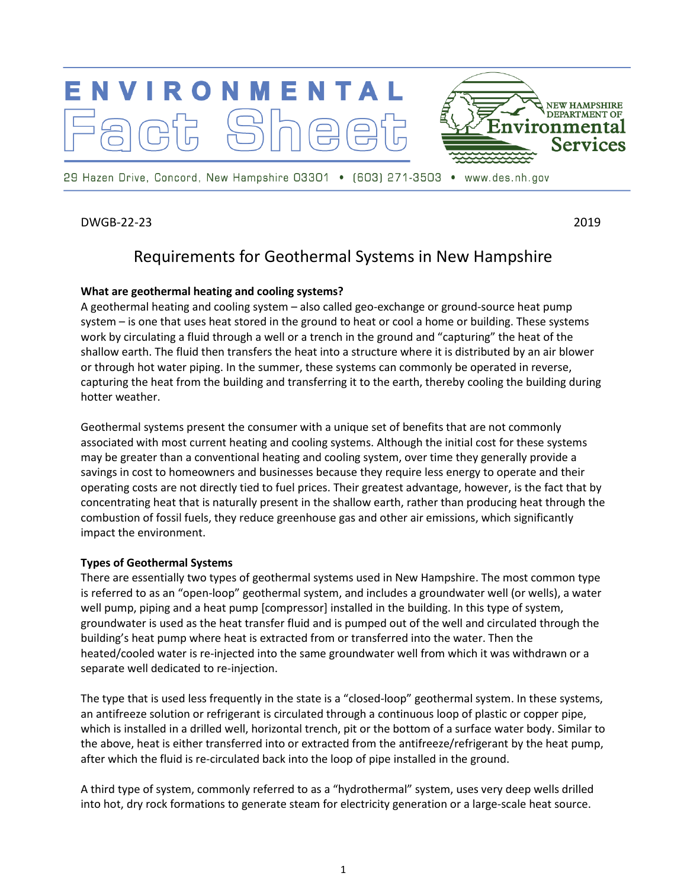# ENVIRONMENTAL Fact Sheet

NEW HAMPSHIRE DEPARTMENT OF Environmental Services

29 Hazen Drive, Concord, New Hampshire 03301 • (603) 271-3503 • www.des.nh.gov

DWGB-22-23 2019

## Requirements for Geothermal Systems in New Hampshire

**What are geothermal heating and cooling systems?**

A geothermal heating and cooling system – also called geo-exchange or ground-source heat pump system – is one that uses heat stored in the ground to heat or cool a home or building. These systems work by circulating a fluid through a well or a trench in the ground and "capturing" the heat of the shallow earth. The fluid then transfers the heat into a structure where it is distributed by an air blower or through hot water piping. In the summer, these systems can commonly be operated in reverse, capturing the heat from the building and transferring it to the earth, thereby cooling the building during hotter weather.

Geothermal systems present the consumer with a unique set of benefits that are not commonly associated with most current heating and cooling systems. Although the initial cost for these systems may be greater than a conventional heating and cooling system, over time they generally provide a savings in cost to homeowners and businesses because they require less energy to operate and their operating costs are not directly tied to fuel prices. Their greatest advantage, however, is the fact that by concentrating heat that is naturally present in the shallow earth, rather than producing heat through the combustion of fossil fuels, they reduce greenhouse gas and other air emissions, which significantly impact the environment.

**Types of Geothermal Systems**

There are essentially two types of geothermal systems used in New Hampshire. The most common type is referred to as an "open-loop" geothermal system, and includes a groundwater well (or wells), a water well pump, piping and a heat pump [compressor] installed in the building. In this type of system, groundwater is used as the heat transfer fluid and is pumped out of the well and circulated through the building's heat pump where heat is extracted from or transferred into the water. Then the heated/cooled water is re-injected into the same groundwater well from which it was withdrawn or a separate well dedicated to re-injection.

The type that is used less frequently in the state is a "closed-loop" geothermal system. In these systems, an antifreeze solution or refrigerant is circulated through a continuous loop of plastic or copper pipe, which is installed in a drilled well, horizontal trench, pit or the bottom of a surface water body. Similar to the above, heat is either transferred into or extracted from the antifreeze/refrigerant by the heat pump, after which the fluid is re-circulated back into the loop of pipe installed in the ground.

A third type of system, commonly referred to as a "hydrothermal" system, uses very deep wells drilled into hot, dry rock formations to generate steam for electricity generation or a large-scale heat source.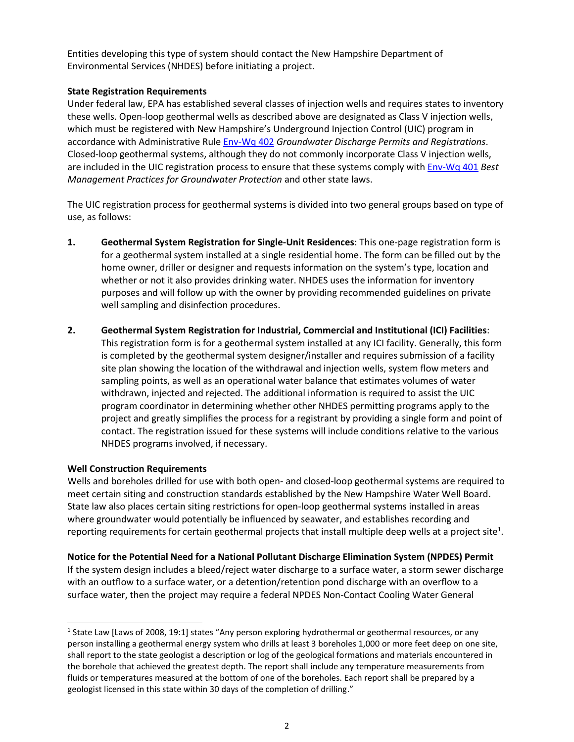Entities developing this type of system should contact the New Hampshire Department of Environmental Services (NHDES) before initiating a project.

**State Registration Requirements**

Under federal law, EPA has established several classes of injection wells and requires states to inventory these wells. Open-loop geothermal wells as described above are designated as Class V injection wells, which must be registered with New Hampshire's Underground Injection Control (UIC) program in accordance with Administrative Rule Env-Wq 402 *Groundwater Discharge Permits and Registrations*. Closed-loop geothermal systems, although they do not commonly incorporate Class V injection wells, are included in the UIC registration process to ensure that these systems comply with Env-Wq 401 *Best Management Practices for Groundwater Protection* and other state laws.

The UIC registration process for geothermal systems is divided into two general groups based on type of use, as follows:

1. **Geothermal System Registration for Single-Unit Residences**: This one-page registration form is for a geothermal system installed at a single residential home. The form can be filled out by the home owner, driller or designer and requests information on the system's type, location and whether or not it also provides drinking water. NHDES uses the information for inventory purposes and will follow up with the owner by providing recommended guidelines on private well sampling and disinfection procedures.

2. **Geothermal System Registration for Industrial, Commercial and Institutional (ICI) Facilities**: This registration form is for a geothermal system installed at any ICI facility. Generally, this form is completed by the geothermal system designer/installer and requires submission of a facility site plan showing the location of the withdrawal and injection wells, system flow meters and sampling points, as well as an operational water balance that estimates volumes of water withdrawn, injected and rejected. The additional information is required to assist the UIC program coordinator in determining whether other NHDES permitting programs apply to the project and greatly simplifies the process for a registrant by providing a single form and point of contact. The registration issued for these systems will include conditions relative to the various NHDES programs involved, if necessary.

**Well Construction Requirements**

Wells and boreholes drilled for use with both open- and closed-loop geothermal systems are required to meet certain siting and construction standards established by the New Hampshire Water Well Board. State law also places certain siting restrictions for open-loop geothermal systems installed in areas where groundwater would potentially be influenced by seawater, and establishes recording and reporting requirements for certain geothermal projects that install multiple deep wells at a project site[1].

**Notice for the Potential Need for a National Pollutant Discharge Elimination System (NPDES) Permit**

If the system design includes a bleed/reject water discharge to a surface water, a storm sewer discharge with an outflow to a surface water, or a detention/retention pond discharge with an overflow to a surface water, then the project may require a federal NPDES Non-Contact Cooling Water General

---

[1] State Law [Laws of 2008, 19:1] states "Any person exploring hydrothermal or geothermal resources, or any person installing a geothermal energy system who drills at least 3 boreholes 1,000 or more feet deep on one site, shall report to the state geologist a description or log of the geological formations and materials encountered in the borehole that achieved the greatest depth. The report shall include any temperature measurements from fluids or temperatures measured at the bottom of one of the boreholes. Each report shall be prepared by a geologist licensed in this state within 30 days of the completion of drilling."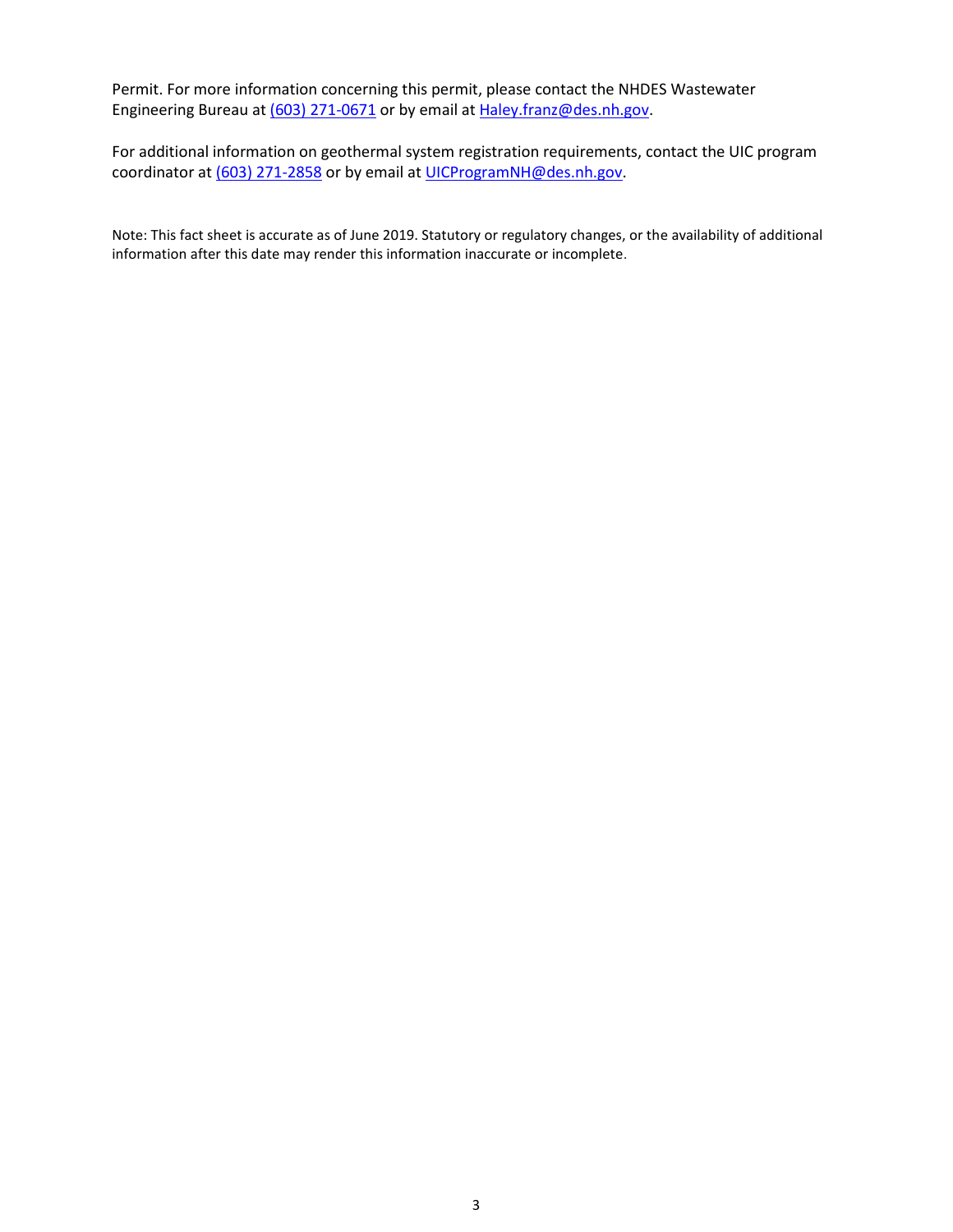Permit. For more information concerning this permit, please contact the NHDES Wastewater Engineering Bureau at (603) 271-0671 or by email at Haley.franz@des.nh.gov.

For additional information on geothermal system registration requirements, contact the UIC program coordinator at (603) 271-2858 or by email at UICProgramNH@des.nh.gov.

Note: This fact sheet is accurate as of June 2019. Statutory or regulatory changes, or the availability of additional information after this date may render this information inaccurate or incomplete.